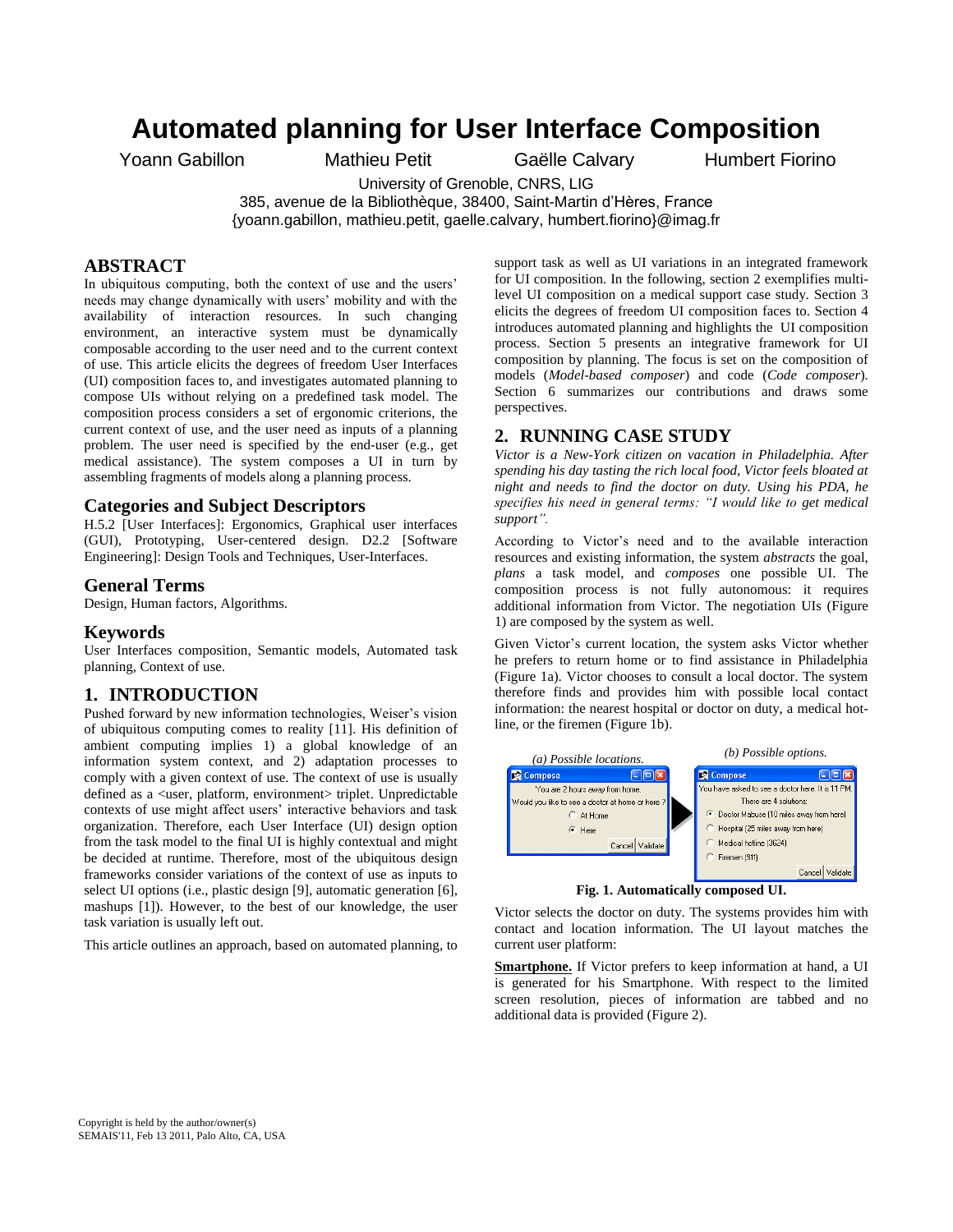# Automated planning for User Interface Composition

Yoann Gabillon Mathieu Petit Gaëlle Calvary Humbert Fiorino

University of Grenoble, CNRS, LIG
385, avenue de la Bibliothèque, 38400, Saint-Martin d'Hères, France
{yoann.gabillon, mathieu.petit, gaelle.calvary, humbert.fiorino}@imag.fr

## ABSTRACT

In ubiquitous computing, both the context of use and the users' needs may change dynamically with users' mobility and with the availability of interaction resources. In such changing environment, an interactive system must be dynamically composable according to the user need and to the current context of use. This article elicits the degrees of freedom User Interfaces (UI) composition faces to, and investigates automated planning to compose UIs without relying on a predefined task model. The composition process considers a set of ergonomic criterions, the current context of use, and the user need as inputs of a planning problem. The user need is specified by the end-user (e.g., get medical assistance). The system composes a UI in turn by assembling fragments of models along a planning process.

### Categories and Subject Descriptors

H.5.2 [User Interfaces]: Ergonomics, Graphical user interfaces (GUI), Prototyping, User-centered design. D2.2 [Software Engineering]: Design Tools and Techniques, User-Interfaces.

### General Terms

Design, Human factors, Algorithms.

### Keywords

User Interfaces composition, Semantic models, Automated task planning, Context of use.

## 1. INTRODUCTION

Pushed forward by new information technologies, Weiser's vision of ubiquitous computing comes to reality [11]. His definition of ambient computing implies 1) a global knowledge of an information system context, and 2) adaptation processes to comply with a given context of use. The context of use is usually defined as a <user, platform, environment> triplet. Unpredictable contexts of use might affect users' interactive behaviors and task organization. Therefore, each User Interface (UI) design option from the task model to the final UI is highly contextual and might be decided at runtime. Therefore, most of the ubiquitous design frameworks consider variations of the context of use as inputs to select UI options (i.e., plastic design [9], automatic generation [6], mashups [1]). However, to the best of our knowledge, the user task variation is usually left out.

This article outlines an approach, based on automated planning, to support task as well as UI variations in an integrated framework for UI composition. In the following, section 2 exemplifies multi-level UI composition on a medical support case study. Section 3 elicits the degrees of freedom UI composition faces to. Section 4 introduces automated planning and highlights the UI composition process. Section 5 presents an integrative framework for UI composition by planning. The focus is set on the composition of models (*Model-based composer*) and code (*Code composer*). Section 6 summarizes our contributions and draws some perspectives.

## 2. RUNNING CASE STUDY

*Victor is a New-York citizen on vacation in Philadelphia. After spending his day tasting the rich local food, Victor feels bloated at night and needs to find the doctor on duty. Using his PDA, he specifies his need in general terms: "I would like to get medical support".*

According to Victor's need and to the available interaction resources and existing information, the system *abstracts* the goal, *plans* a task model, and *composes* one possible UI. The composition process is not fully autonomous: it requires additional information from Victor. The negotiation UIs (Figure 1) are composed by the system as well.

Given Victor's current location, the system asks Victor whether he prefers to return home or to find assistance in Philadelphia (Figure 1a). Victor chooses to consult a local doctor. The system therefore finds and provides him with possible local contact information: the nearest hospital or doctor on duty, a medical hot-line, or the firemen (Figure 1b).

*(a) Possible locations.* *(b) Possible options.*

**Fig. 1. Automatically composed UI.**

Victor selects the doctor on duty. The systems provides him with contact and location information. The UI layout matches the current user platform:

**Smartphone.** If Victor prefers to keep information at hand, a UI is generated for his Smartphone. With respect to the limited screen resolution, pieces of information are tabbed and no additional data is provided (Figure 2).

Copyright is held by the author/owner(s)
SEMAIS'11, Feb 13 2011, Palo Alto, CA, USA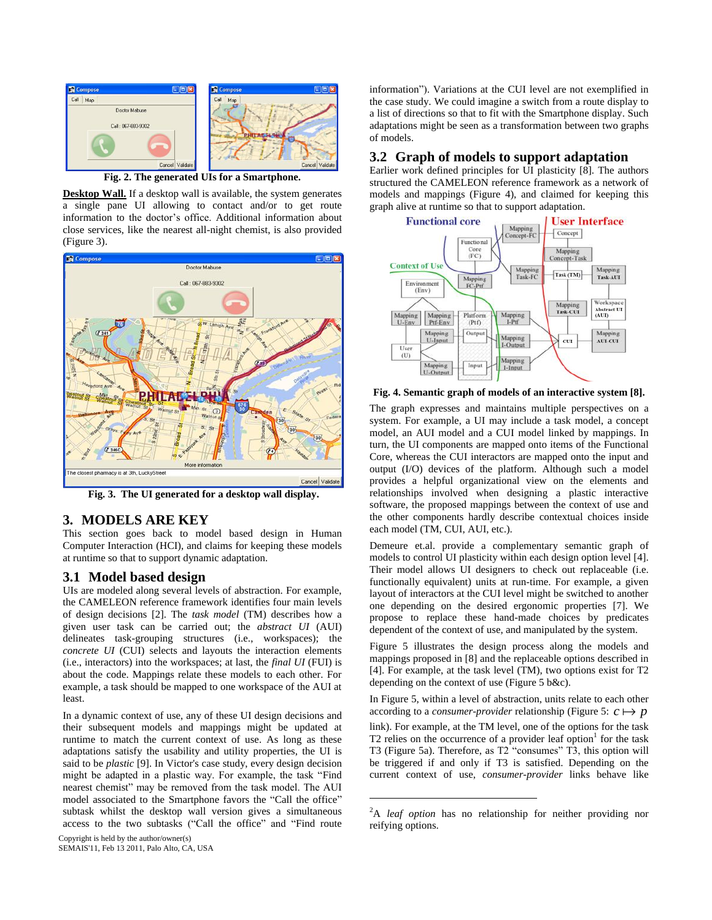Fig. 2. The generated UIs for a Smartphone.

**Desktop Wall.** If a desktop wall is available, the system generates a single pane UI allowing to contact and/or to get route information to the doctor's office. Additional information about close services, like the nearest all-night chemist, is also provided (Figure 3).

Fig. 3. The UI generated for a desktop wall display.

## 3. MODELS ARE KEY

This section goes back to model based design in Human Computer Interaction (HCI), and claims for keeping these models at runtime so that to support dynamic adaptation.

### 3.1 Model based design

UIs are modeled along several levels of abstraction. For example, the CAMELEON reference framework identifies four main levels of design decisions [2]. The *task model* (TM) describes how a given user task can be carried out; the *abstract UI* (AUI) delineates task-grouping structures (i.e., workspaces); the *concrete UI* (CUI) selects and layouts the interaction elements (i.e., interactors) into the workspaces; at last, the *final UI* (FUI) is about the code. Mappings relate these models to each other. For example, a task should be mapped to one workspace of the AUI at least.

In a dynamic context of use, any of these UI design decisions and their subsequent models and mappings might be updated at runtime to match the current context of use. As long as these adaptations satisfy the usability and utility properties, the UI is said to be *plastic* [9]. In Victor's case study, every design decision might be adapted in a plastic way. For example, the task "Find nearest chemist" may be removed from the task model. The AUI model associated to the Smartphone favors the "Call the office" subtask whilst the desktop wall version gives a simultaneous access to the two subtasks ("Call the office" and "Find route information"). Variations at the CUI level are not exemplified in the case study. We could imagine a switch from a route display to a list of directions so that to fit with the Smartphone display. Such adaptations might be seen as a transformation between two graphs of models.

### 3.2 Graph of models to support adaptation

Earlier work defined principles for UI plasticity [8]. The authors structured the CAMELEON reference framework as a network of models and mappings (Figure 4), and claimed for keeping this graph alive at runtime so that to support adaptation.

Fig. 4. Semantic graph of models of an interactive system [8].

The graph expresses and maintains multiple perspectives on a system. For example, a UI may include a task model, a concept model, an AUI model and a CUI model linked by mappings. In turn, the UI components are mapped onto items of the Functional Core, whereas the CUI interactors are mapped onto the input and output (I/O) devices of the platform. Although such a model provides a helpful organizational view on the elements and relationships involved when designing a plastic interactive software, the proposed mappings between the context of use and the other components hardly describe contextual choices inside each model (TM, CUI, AUI, etc.).

Demeure et.al. provide a complementary semantic graph of models to control UI plasticity within each design option level [4]. Their model allows UI designers to check out replaceable (i.e. functionally equivalent) units at run-time. For example, a given layout of interactors at the CUI level might be switched to another one depending on the desired ergonomic properties [7]. We propose to replace these hand-made choices by predicates dependent of the context of use, and manipulated by the system.

Figure 5 illustrates the design process along the models and mappings proposed in [8] and the replaceable options described in [4]. For example, at the task level (TM), two options exist for T2 depending on the context of use (Figure 5 b&c).

In Figure 5, within a level of abstraction, units relate to each other according to a *consumer-provider* relationship (Figure 5: $c \mapsto p$ link). For example, at the TM level, one of the options for the task T2 relies on the occurrence of a provider leaf option[1] for the task T3 (Figure 5a). Therefore, as T2 "consumes" T3, this option will be triggered if and only if T3 is satisfied. Depending on the current context of use, *consumer-provider* links behave like

[2]A *leaf option* has no relationship for neither providing nor reifying options.

Copyright is held by the author/owner(s)
SEMAIS'11, Feb 13 2011, Palo Alto, CA, USA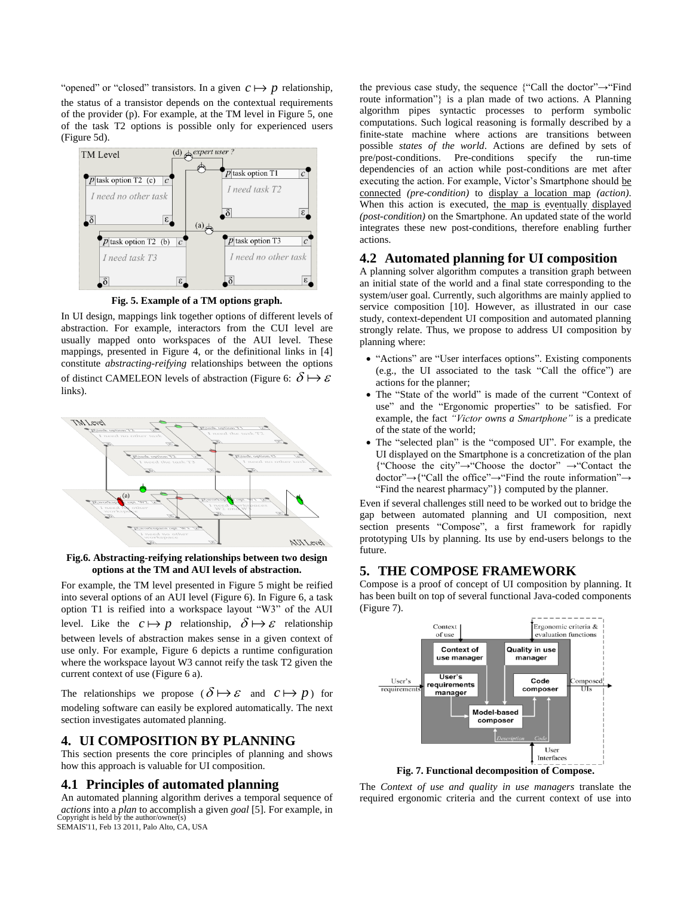"opened" or "closed" transistors. In a given $c \mapsto p$ relationship, the status of a transistor depends on the contextual requirements of the provider (p). For example, at the TM level in Figure 5, one of the task T2 options is possible only for experienced users (Figure 5d).

**Fig. 5. Example of a TM options graph.**

In UI design, mappings link together options of different levels of abstraction. For example, interactors from the CUI level are usually mapped onto workspaces of the AUI level. These mappings, presented in Figure 4, or the definitional links in [4] constitute *abstracting-reifying* relationships between the options of distinct CAMELEON levels of abstraction (Figure 6: $\delta \mapsto \varepsilon$ links).

**Fig.6. Abstracting-reifying relationships between two design options at the TM and AUI levels of abstraction.**

For example, the TM level presented in Figure 5 might be reified into several options of an AUI level (Figure 6). In Figure 6, a task option T1 is reified into a workspace layout "W3" of the AUI level. Like the $c \mapsto p$ relationship, $\delta \mapsto \varepsilon$ relationship between levels of abstraction makes sense in a given context of use only. For example, Figure 6 depicts a runtime configuration where the workspace layout W3 cannot reify the task T2 given the current context of use (Figure 6 a).

The relationships we propose ($\delta \mapsto \varepsilon$ and $c \mapsto p$) for modeling software can easily be explored automatically. The next section investigates automated planning.

## 4. UI COMPOSITION BY PLANNING

This section presents the core principles of planning and shows how this approach is valuable for UI composition.

### 4.1 Principles of automated planning

An automated planning algorithm derives a temporal sequence of *actions* into a *plan* to accomplish a given *goal* [5]. For example, in the previous case study, the sequence {"Call the doctor"→"Find route information"} is a plan made of two actions. A Planning algorithm pipes syntactic processes to perform symbolic computations. Such logical reasoning is formally described by a finite-state machine where actions are transitions between possible *states of the world*. Actions are defined by sets of pre/post-conditions. Pre-conditions specify the run-time dependencies of an action while post-conditions are met after executing the action. For example, Victor's Smartphone should be connected *(pre-condition)* to display a location map *(action)*. When this action is executed, the map is eventually displayed *(post-condition)* on the Smartphone. An updated state of the world integrates these new post-conditions, therefore enabling further actions.

### 4.2 Automated planning for UI composition

A planning solver algorithm computes a transition graph between an initial state of the world and a final state corresponding to the system/user goal. Currently, such algorithms are mainly applied to service composition [10]. However, as illustrated in our case study, context-dependent UI composition and automated planning strongly relate. Thus, we propose to address UI composition by planning where:

- "Actions" are "User interfaces options". Existing components (e.g., the UI associated to the task "Call the office") are actions for the planner;
- The "State of the world" is made of the current "Context of use" and the "Ergonomic properties" to be satisfied. For example, the fact *"Victor owns a Smartphone"* is a predicate of the state of the world;
- The "selected plan" is the "composed UI". For example, the UI displayed on the Smartphone is a concretization of the plan {"Choose the city"→"Choose the doctor" →"Contact the doctor"→{"Call the office"→"Find the route information"→ "Find the nearest pharmacy"}} computed by the planner.

Even if several challenges still need to be worked out to bridge the gap between automated planning and UI composition, next section presents "Compose", a first framework for rapidly prototyping UIs by planning. Its use by end-users belongs to the future.

## 5. THE COMPOSE FRAMEWORK

Compose is a proof of concept of UI composition by planning. It has been built on top of several functional Java-coded components (Figure 7).

**Fig. 7. Functional decomposition of Compose.**

The *Context of use and quality in use managers* translate the required ergonomic criteria and the current context of use into

Copyright is held by the author/owner(s)
SEMAIS'11, Feb 13 2011, Palo Alto, CA, USA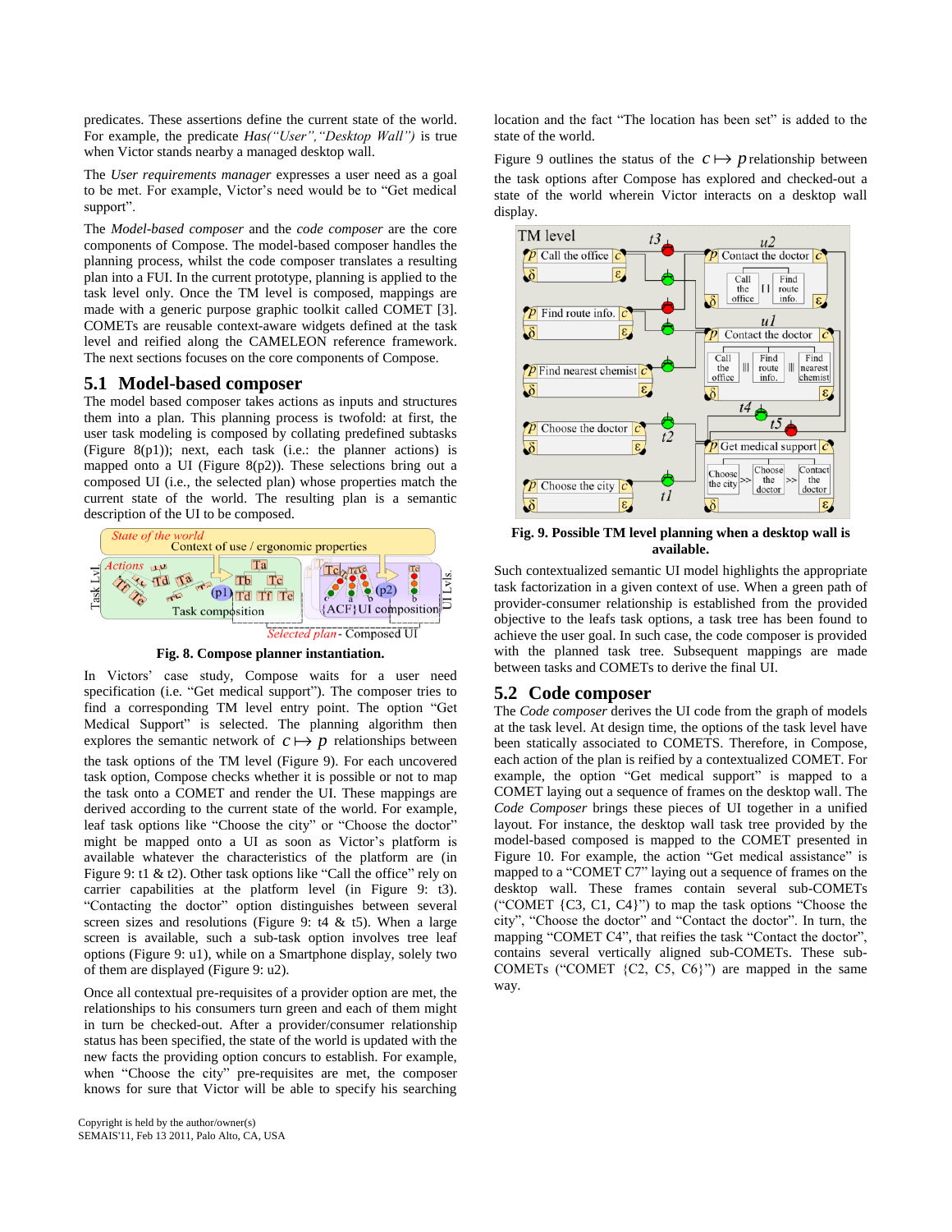predicates. These assertions define the current state of the world. For example, the predicate *Has("User","Desktop Wall")* is true when Victor stands nearby a managed desktop wall.

The *User requirements manager* expresses a user need as a goal to be met. For example, Victor's need would be to "Get medical support".

The *Model-based composer* and the *code composer* are the core components of Compose. The model-based composer handles the planning process, whilst the code composer translates a resulting plan into a FUI. In the current prototype, planning is applied to the task level only. Once the TM level is composed, mappings are made with a generic purpose graphic toolkit called COMET [3]. COMETs are reusable context-aware widgets defined at the task level and reified along the CAMELEON reference framework. The next sections focuses on the core components of Compose.

## 5.1 Model-based composer

The model based composer takes actions as inputs and structures them into a plan. This planning process is twofold: at first, the user task modeling is composed by collating predefined subtasks (Figure 8(p1)); next, each task (i.e.: the planner actions) is mapped onto a UI (Figure 8(p2)). These selections bring out a composed UI (i.e., the selected plan) whose properties match the current state of the world. The resulting plan is a semantic description of the UI to be composed.

**Fig. 8. Compose planner instantiation.**

In Victors' case study, Compose waits for a user need specification (i.e. "Get medical support"). The composer tries to find a corresponding TM level entry point. The option "Get Medical Support" is selected. The planning algorithm then explores the semantic network of $c \mapsto p$ relationships between the task options of the TM level (Figure 9). For each uncovered task option, Compose checks whether it is possible or not to map the task onto a COMET and render the UI. These mappings are derived according to the current state of the world. For example, leaf task options like "Choose the city" or "Choose the doctor" might be mapped onto a UI as soon as Victor's platform is available whatever the characteristics of the platform are (in Figure 9: t1 & t2). Other task options like "Call the office" rely on carrier capabilities at the platform level (in Figure 9: t3). "Contacting the doctor" option distinguishes between several screen sizes and resolutions (Figure 9: t4 & t5). When a large screen is available, such a sub-task option involves tree leaf options (Figure 9: u1), while on a Smartphone display, solely two of them are displayed (Figure 9: u2).

Once all contextual pre-requisites of a provider option are met, the relationships to his consumers turn green and each of them might in turn be checked-out. After a provider/consumer relationship status has been specified, the state of the world is updated with the new facts the providing option concurs to establish. For example, when "Choose the city" pre-requisites are met, the composer knows for sure that Victor will be able to specify his searching location and the fact "The location has been set" is added to the state of the world.

Figure 9 outlines the status of the $c \mapsto p$ relationship between the task options after Compose has explored and checked-out a state of the world wherein Victor interacts on a desktop wall display.

**Fig. 9. Possible TM level planning when a desktop wall is available.**

Such contextualized semantic UI model highlights the appropriate task factorization in a given context of use. When a green path of provider-consumer relationship is established from the provided objective to the leafs task options, a task tree has been found to achieve the user goal. In such case, the code composer is provided with the planned task tree. Subsequent mappings are made between tasks and COMETs to derive the final UI.

## 5.2 Code composer

The *Code composer* derives the UI code from the graph of models at the task level. At design time, the options of the task level have been statically associated to COMETS. Therefore, in Compose, each action of the plan is reified by a contextualized COMET. For example, the option "Get medical support" is mapped to a COMET laying out a sequence of frames on the desktop wall. The *Code Composer* brings these pieces of UI together into a unified layout. For instance, the desktop wall task tree provided by the model-based composed is mapped to the COMET presented in Figure 10. For example, the action "Get medical assistance" is mapped to a "COMET C7" laying out a sequence of frames on the desktop wall. These frames contain several sub-COMETs ("COMET {C3, C1, C4}") to map the task options "Choose the city", "Choose the doctor" and "Contact the doctor". In turn, the mapping "COMET C4", that reifies the task "Contact the doctor", contains several vertically aligned sub-COMETs. These sub-COMETs ("COMET {C2, C5, C6}") are mapped in the same way.

Copyright is held by the author/owner(s)
SEMAIS'11, Feb 13 2011, Palo Alto, CA, USA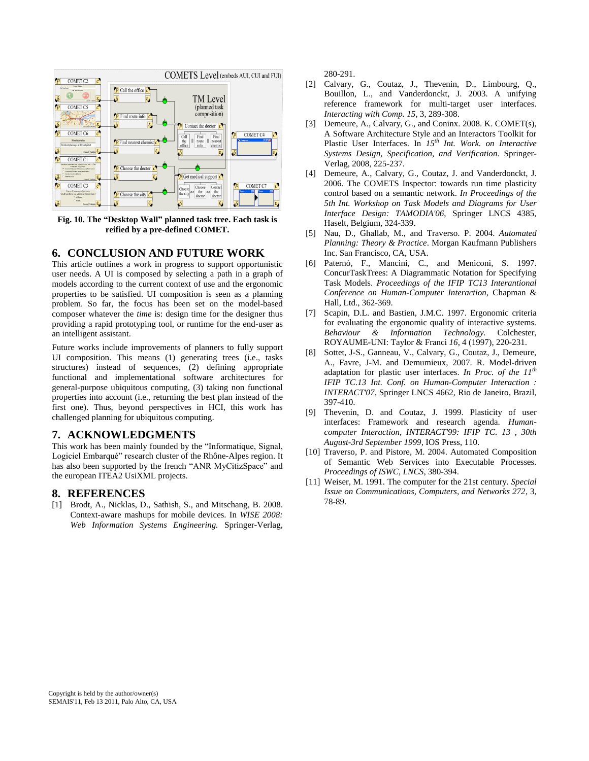Fig. 10. The "Desktop Wall" planned task tree. Each task is reified by a pre-defined COMET.

## 6. CONCLUSION AND FUTURE WORK

This article outlines a work in progress to support opportunistic user needs. A UI is composed by selecting a path in a graph of models according to the current context of use and the ergonomic properties to be satisfied. UI composition is seen as a planning problem. So far, the focus has been set on the model-based composer whatever the *time* is: design time for the designer thus providing a rapid prototyping tool, or runtime for the end-user as an intelligent assistant.

Future works include improvements of planners to fully support UI composition. This means (1) generating trees (i.e., tasks structures) instead of sequences, (2) defining appropriate functional and implementational software architectures for general-purpose ubiquitous computing, (3) taking non functional properties into account (i.e., returning the best plan instead of the first one). Thus, beyond perspectives in HCI, this work has challenged planning for ubiquitous computing.

## 7. ACKNOWLEDGMENTS

This work has been mainly founded by the "Informatique, Signal, Logiciel Embarqué" research cluster of the Rhône-Alpes region. It has also been supported by the french "ANR MyCitizSpace" and the european ITEA2 UsiXML projects.

## 8. REFERENCES

[1] Brodt, A., Nicklas, D., Sathish, S., and Mitschang, B. 2008. Context-aware mashups for mobile devices. In *WISE 2008: Web Information Systems Engineering.* Springer-Verlag, 280-291.

[2] Calvary, G., Coutaz, J., Thevenin, D., Limbourg, Q., Bouillon, L., and Vanderdonckt, J. 2003. A unifying reference framework for multi-target user interfaces. *Interacting with Comp. 15*, 3, 289-308.

[3] Demeure, A., Calvary, G., and Coninx. 2008. K. COMET(s), A Software Architecture Style and an Interactors Toolkit for Plastic User Interfaces. In *15th Int. Work. on Interactive Systems Design, Specification, and Verification*. Springer-Verlag, 2008, 225-237.

[4] Demeure, A., Calvary, G., Coutaz, J. and Vanderdonckt, J. 2006. The COMETS Inspector: towards run time plasticity control based on a semantic network. *In Proceedings of the 5th Int. Workshop on Task Models and Diagrams for User Interface Design: TAMODIA'06*, Springer LNCS 4385, Haselt, Belgium, 324-339.

[5] Nau, D., Ghallab, M., and Traverso. P. 2004. *Automated Planning: Theory & Practice*. Morgan Kaufmann Publishers Inc. San Francisco, CA, USA.

[6] Paternò, F., Mancini, C., and Meniconi, S. 1997. ConcurTaskTrees: A Diagrammatic Notation for Specifying Task Models. *Proceedings of the IFIP TC13 Interantional Conference on Human-Computer Interaction*, Chapman & Hall, Ltd., 362-369.

[7] Scapin, D.L. and Bastien, J.M.C. 1997. Ergonomic criteria for evaluating the ergonomic quality of interactive systems. *Behaviour & Information Technology*. Colchester, ROYAUME-UNI: Taylor & Franci *16*, 4 (1997), 220-231.

[8] Sottet, J-S., Ganneau, V., Calvary, G., Coutaz, J., Demeure, A., Favre, J-M. and Demumieux, 2007. R. Model-driven adaptation for plastic user interfaces. *In Proc. of the 11th IFIP TC.13 Int. Conf. on Human-Computer Interaction : INTERACT'07*, Springer LNCS 4662, Rio de Janeiro, Brazil, 397-410.

[9] Thevenin, D. and Coutaz, J. 1999. Plasticity of user interfaces: Framework and research agenda. *Human-computer Interaction, INTERACT'99: IFIP TC. 13 , 30th August-3rd September 1999*, IOS Press, 110.

[10] Traverso, P. and Pistore, M. 2004. Automated Composition of Semantic Web Services into Executable Processes. *Proceedings of ISWC, LNCS*, 380-394.

[11] Weiser, M. 1991. The computer for the 21st century. *Special Issue on Communications, Computers, and Networks 272*, 3, 78-89.

Copyright is held by the author/owner(s)
SEMAIS'11, Feb 13 2011, Palo Alto, CA, USA